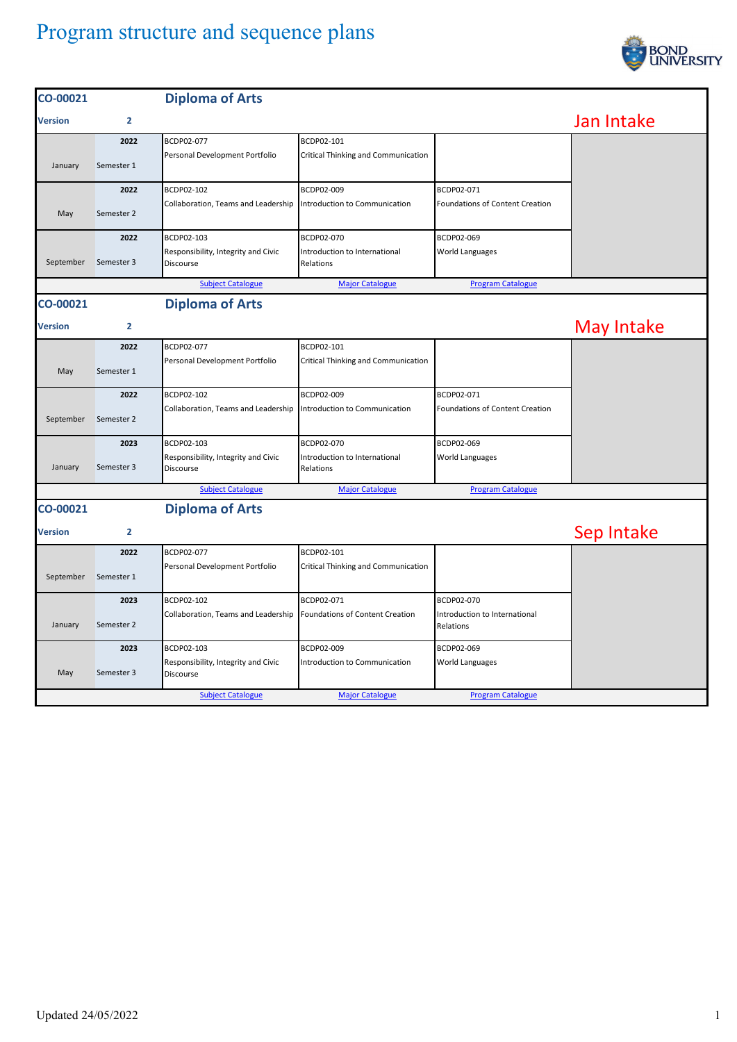# Program structure and sequence plans

BOND UNIVERSITY

| CO-00021 | | Diploma of Arts | | | |
|---|---|---|---|---|---|
| Version | 2 | | | | Jan Intake |
| January | 2022 Semester 1 | BCDP02-077 Personal Development Portfolio | BCDP02-101 Critical Thinking and Communication | | |
| May | 2022 Semester 2 | BCDP02-102 Collaboration, Teams and Leadership | BCDP02-009 Introduction to Communication | BCDP02-071 Foundations of Content Creation | |
| September | 2022 Semester 3 | BCDP02-103 Responsibility, Integrity and Civic Discourse | BCDP02-070 Introduction to International Relations | BCDP02-069 World Languages | |
| | | Subject Catalogue | Major Catalogue | Program Catalogue | |

| CO-00021 | | Diploma of Arts | | | |
|---|---|---|---|---|---|
| Version | 2 | | | | May Intake |
| May | 2022 Semester 1 | BCDP02-077 Personal Development Portfolio | BCDP02-101 Critical Thinking and Communication | | |
| September | 2022 Semester 2 | BCDP02-102 Collaboration, Teams and Leadership | BCDP02-009 Introduction to Communication | BCDP02-071 Foundations of Content Creation | |
| January | 2023 Semester 3 | BCDP02-103 Responsibility, Integrity and Civic Discourse | BCDP02-070 Introduction to International Relations | BCDP02-069 World Languages | |
| | | Subject Catalogue | Major Catalogue | Program Catalogue | |

| CO-00021 | | Diploma of Arts | | | |
|---|---|---|---|---|---|
| Version | 2 | | | | Sep Intake |
| September | 2022 Semester 1 | BCDP02-077 Personal Development Portfolio | BCDP02-101 Critical Thinking and Communication | | |
| January | 2023 Semester 2 | BCDP02-102 Collaboration, Teams and Leadership | BCDP02-071 Foundations of Content Creation | BCDP02-070 Introduction to International Relations | |
| May | 2023 Semester 3 | BCDP02-103 Responsibility, Integrity and Civic Discourse | BCDP02-009 Introduction to Communication | BCDP02-069 World Languages | |
| | | Subject Catalogue | Major Catalogue | Program Catalogue | |

Updated 24/05/2022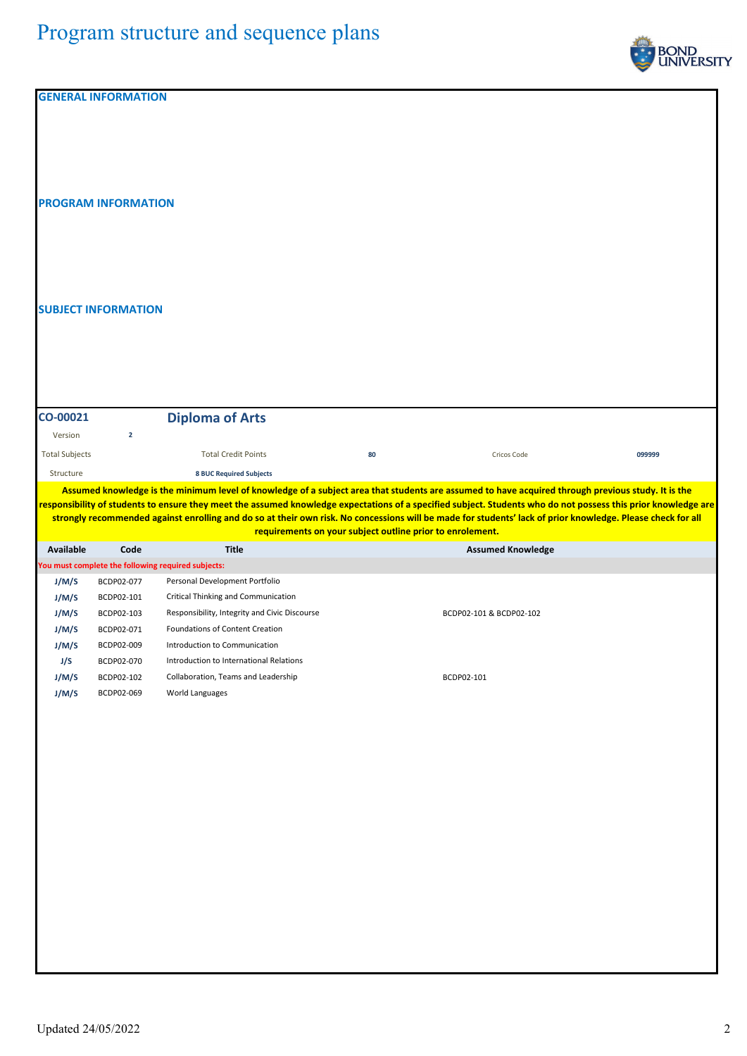# Program structure and sequence plans

**GENERAL INFORMATION**

**PROGRAM INFORMATION**

**SUBJECT INFORMATION**

## CO-00021 Diploma of Arts

| | | | | | |
|---|---|---|---|---|---|
| Version | 2 | | | | |
| Total Subjects | | Total Credit Points | 80 | Cricos Code | 099999 |
| Structure | | 8 BUC Required Subjects | | | |

**Assumed knowledge is the minimum level of knowledge of a subject area that students are assumed to have acquired through previous study. It is the responsibility of students to ensure they meet the assumed knowledge expectations of a specified subject. Students who do not possess this prior knowledge are strongly recommended against enrolling and do so at their own risk. No concessions will be made for students' lack of prior knowledge. Please check for all requirements on your subject outline prior to enrolement.**

| Available | Code | Title | Assumed Knowledge |
|---|---|---|---|
| You must complete the following required subjects: | | | |
| J/M/S | BCDP02-077 | Personal Development Portfolio | |
| J/M/S | BCDP02-101 | Critical Thinking and Communication | |
| J/M/S | BCDP02-103 | Responsibility, Integrity and Civic Discourse | BCDP02-101 & BCDP02-102 |
| J/M/S | BCDP02-071 | Foundations of Content Creation | |
| J/M/S | BCDP02-009 | Introduction to Communication | |
| J/S | BCDP02-070 | Introduction to International Relations | |
| J/M/S | BCDP02-102 | Collaboration, Teams and Leadership | BCDP02-101 |
| J/M/S | BCDP02-069 | World Languages | |

Updated 24/05/2022